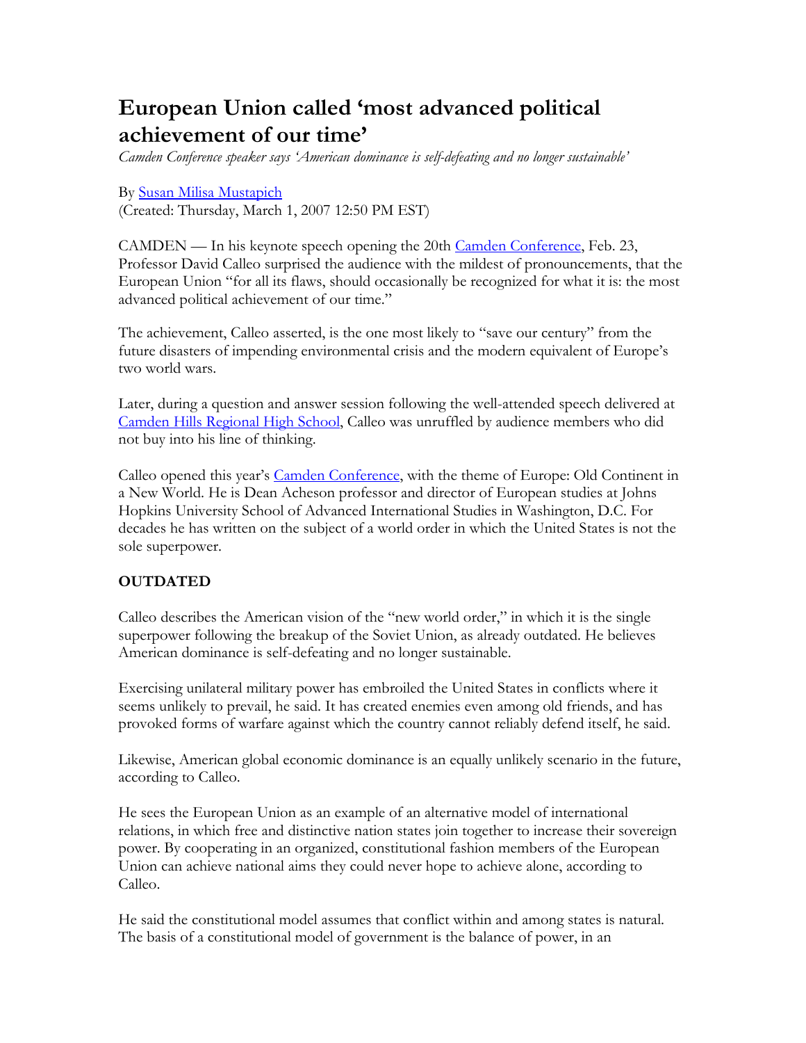# European Union called 'most advanced political achievement of our time'

*Camden Conference speaker says 'American dominance is self-defeating and no longer sustainable'*

By Susan Milisa Mustapich
(Created: Thursday, March 1, 2007 12:50 PM EST)

CAMDEN — In his keynote speech opening the 20th Camden Conference, Feb. 23, Professor David Calleo surprised the audience with the mildest of pronouncements, that the European Union "for all its flaws, should occasionally be recognized for what it is: the most advanced political achievement of our time."

The achievement, Calleo asserted, is the one most likely to "save our century" from the future disasters of impending environmental crisis and the modern equivalent of Europe's two world wars.

Later, during a question and answer session following the well-attended speech delivered at Camden Hills Regional High School, Calleo was unruffled by audience members who did not buy into his line of thinking.

Calleo opened this year's Camden Conference, with the theme of Europe: Old Continent in a New World. He is Dean Acheson professor and director of European studies at Johns Hopkins University School of Advanced International Studies in Washington, D.C. For decades he has written on the subject of a world order in which the United States is not the sole superpower.

**OUTDATED**

Calleo describes the American vision of the "new world order," in which it is the single superpower following the breakup of the Soviet Union, as already outdated. He believes American dominance is self-defeating and no longer sustainable.

Exercising unilateral military power has embroiled the United States in conflicts where it seems unlikely to prevail, he said. It has created enemies even among old friends, and has provoked forms of warfare against which the country cannot reliably defend itself, he said.

Likewise, American global economic dominance is an equally unlikely scenario in the future, according to Calleo.

He sees the European Union as an example of an alternative model of international relations, in which free and distinctive nation states join together to increase their sovereign power. By cooperating in an organized, constitutional fashion members of the European Union can achieve national aims they could never hope to achieve alone, according to Calleo.

He said the constitutional model assumes that conflict within and among states is natural. The basis of a constitutional model of government is the balance of power, in an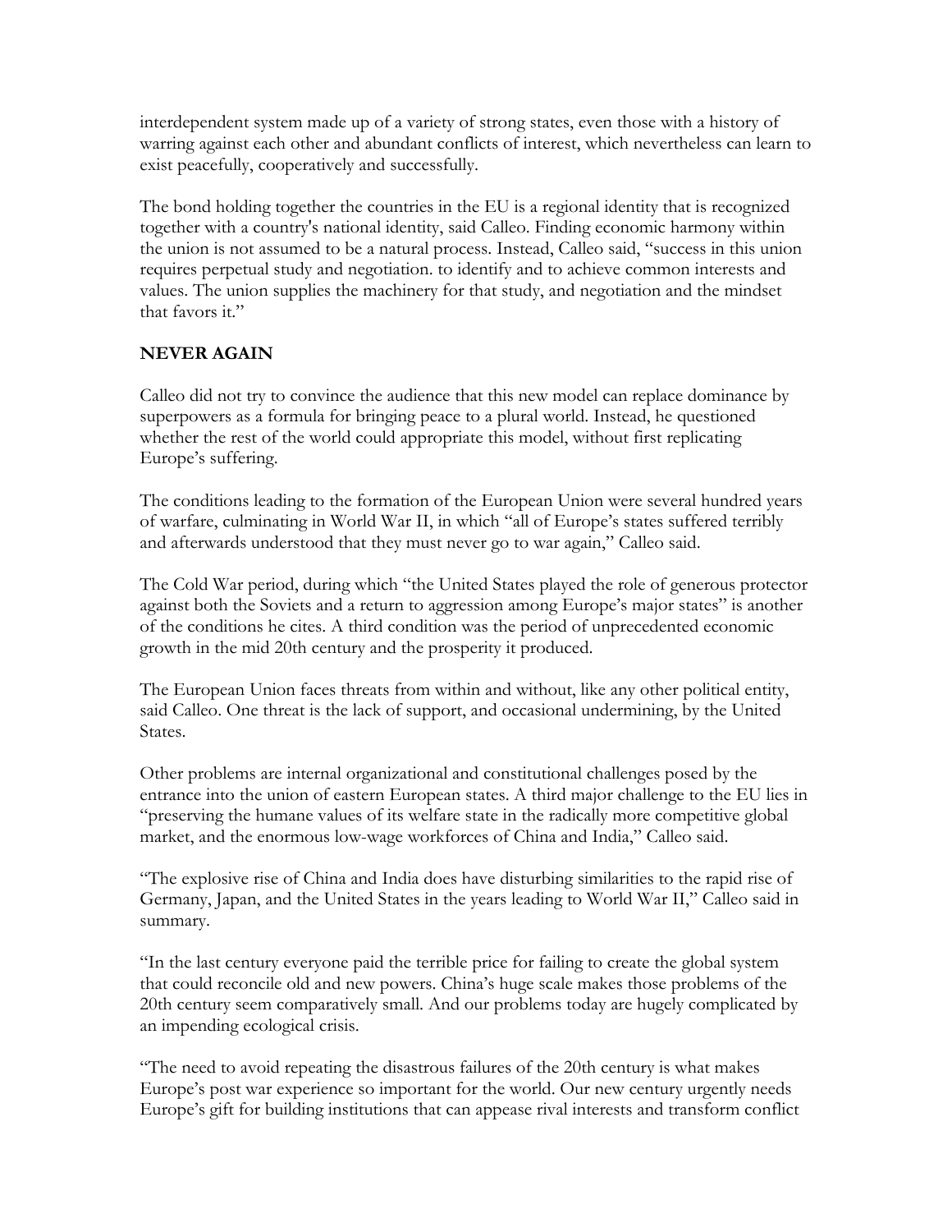interdependent system made up of a variety of strong states, even those with a history of warring against each other and abundant conflicts of interest, which nevertheless can learn to exist peacefully, cooperatively and successfully.

The bond holding together the countries in the EU is a regional identity that is recognized together with a country's national identity, said Calleo. Finding economic harmony within the union is not assumed to be a natural process. Instead, Calleo said, "success in this union requires perpetual study and negotiation. to identify and to achieve common interests and values. The union supplies the machinery for that study, and negotiation and the mindset that favors it."

**NEVER AGAIN**

Calleo did not try to convince the audience that this new model can replace dominance by superpowers as a formula for bringing peace to a plural world. Instead, he questioned whether the rest of the world could appropriate this model, without first replicating Europe's suffering.

The conditions leading to the formation of the European Union were several hundred years of warfare, culminating in World War II, in which "all of Europe's states suffered terribly and afterwards understood that they must never go to war again," Calleo said.

The Cold War period, during which "the United States played the role of generous protector against both the Soviets and a return to aggression among Europe's major states" is another of the conditions he cites. A third condition was the period of unprecedented economic growth in the mid 20th century and the prosperity it produced.

The European Union faces threats from within and without, like any other political entity, said Calleo. One threat is the lack of support, and occasional undermining, by the United States.

Other problems are internal organizational and constitutional challenges posed by the entrance into the union of eastern European states. A third major challenge to the EU lies in "preserving the humane values of its welfare state in the radically more competitive global market, and the enormous low-wage workforces of China and India," Calleo said.

"The explosive rise of China and India does have disturbing similarities to the rapid rise of Germany, Japan, and the United States in the years leading to World War II," Calleo said in summary.

"In the last century everyone paid the terrible price for failing to create the global system that could reconcile old and new powers. China's huge scale makes those problems of the 20th century seem comparatively small. And our problems today are hugely complicated by an impending ecological crisis.

"The need to avoid repeating the disastrous failures of the 20th century is what makes Europe's post war experience so important for the world. Our new century urgently needs Europe's gift for building institutions that can appease rival interests and transform conflict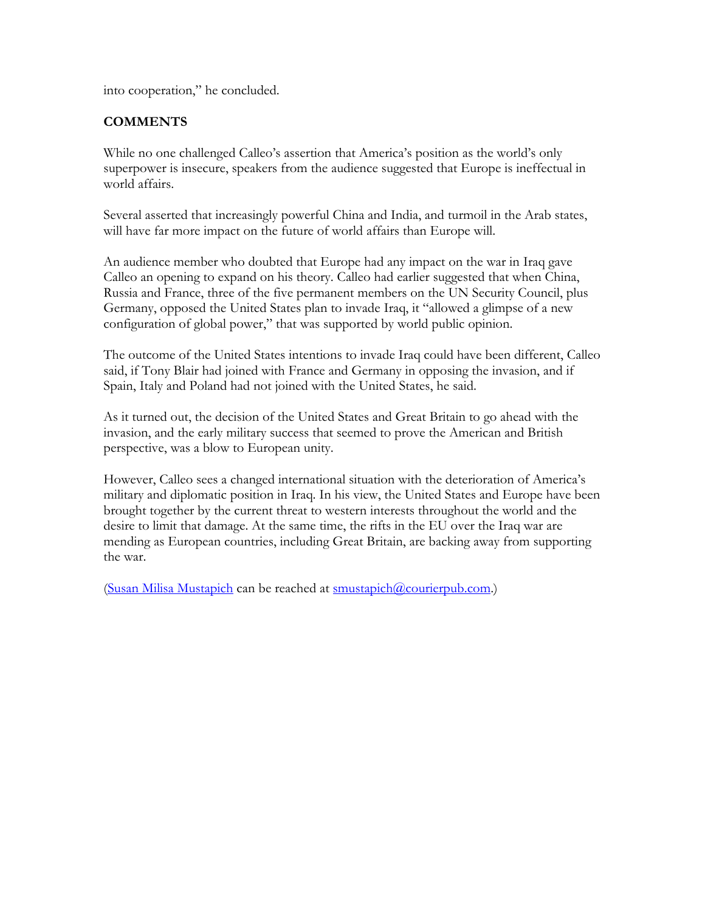into cooperation," he concluded.

**COMMENTS**

While no one challenged Calleo's assertion that America's position as the world's only superpower is insecure, speakers from the audience suggested that Europe is ineffectual in world affairs.

Several asserted that increasingly powerful China and India, and turmoil in the Arab states, will have far more impact on the future of world affairs than Europe will.

An audience member who doubted that Europe had any impact on the war in Iraq gave Calleo an opening to expand on his theory. Calleo had earlier suggested that when China, Russia and France, three of the five permanent members on the UN Security Council, plus Germany, opposed the United States plan to invade Iraq, it "allowed a glimpse of a new configuration of global power," that was supported by world public opinion.

The outcome of the United States intentions to invade Iraq could have been different, Calleo said, if Tony Blair had joined with France and Germany in opposing the invasion, and if Spain, Italy and Poland had not joined with the United States, he said.

As it turned out, the decision of the United States and Great Britain to go ahead with the invasion, and the early military success that seemed to prove the American and British perspective, was a blow to European unity.

However, Calleo sees a changed international situation with the deterioration of America's military and diplomatic position in Iraq. In his view, the United States and Europe have been brought together by the current threat to western interests throughout the world and the desire to limit that damage. At the same time, the rifts in the EU over the Iraq war are mending as European countries, including Great Britain, are backing away from supporting the war.

(Susan Milisa Mustapich can be reached at smustapich@courierpub.com.)